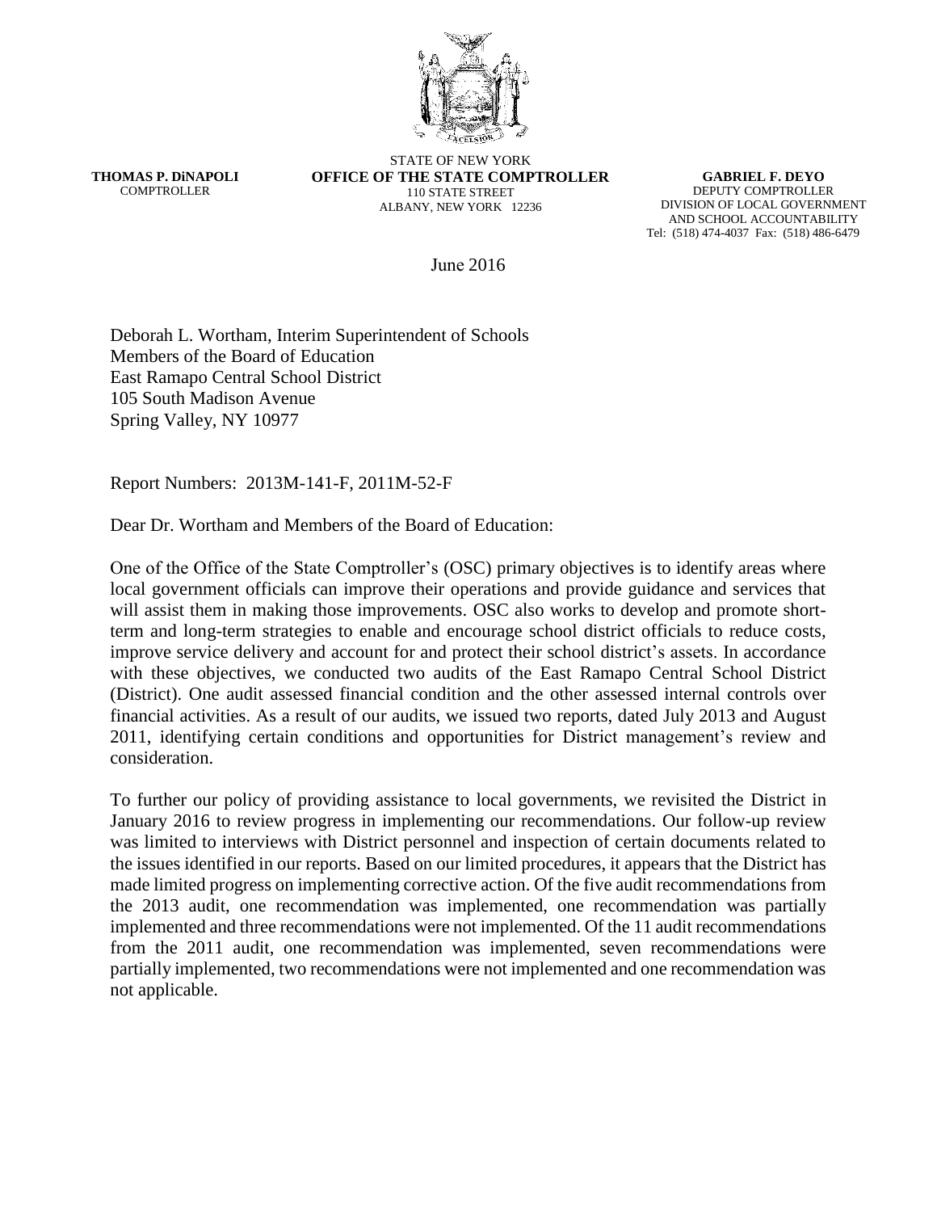**THOMAS P. DiNAPOLI**
COMPTROLLER

STATE OF NEW YORK
**OFFICE OF THE STATE COMPTROLLER**
110 STATE STREET
ALBANY, NEW YORK 12236

**GABRIEL F. DEYO**
DEPUTY COMPTROLLER
DIVISION OF LOCAL GOVERNMENT
AND SCHOOL ACCOUNTABILITY
Tel: (518) 474-4037 Fax: (518) 486-6479

June 2016

Deborah L. Wortham, Interim Superintendent of Schools
Members of the Board of Education
East Ramapo Central School District
105 South Madison Avenue
Spring Valley, NY 10977

Report Numbers: 2013M-141-F, 2011M-52-F

Dear Dr. Wortham and Members of the Board of Education:

One of the Office of the State Comptroller's (OSC) primary objectives is to identify areas where local government officials can improve their operations and provide guidance and services that will assist them in making those improvements. OSC also works to develop and promote short-term and long-term strategies to enable and encourage school district officials to reduce costs, improve service delivery and account for and protect their school district's assets. In accordance with these objectives, we conducted two audits of the East Ramapo Central School District (District). One audit assessed financial condition and the other assessed internal controls over financial activities. As a result of our audits, we issued two reports, dated July 2013 and August 2011, identifying certain conditions and opportunities for District management's review and consideration.

To further our policy of providing assistance to local governments, we revisited the District in January 2016 to review progress in implementing our recommendations. Our follow-up review was limited to interviews with District personnel and inspection of certain documents related to the issues identified in our reports. Based on our limited procedures, it appears that the District has made limited progress on implementing corrective action. Of the five audit recommendations from the 2013 audit, one recommendation was implemented, one recommendation was partially implemented and three recommendations were not implemented. Of the 11 audit recommendations from the 2011 audit, one recommendation was implemented, seven recommendations were partially implemented, two recommendations were not implemented and one recommendation was not applicable.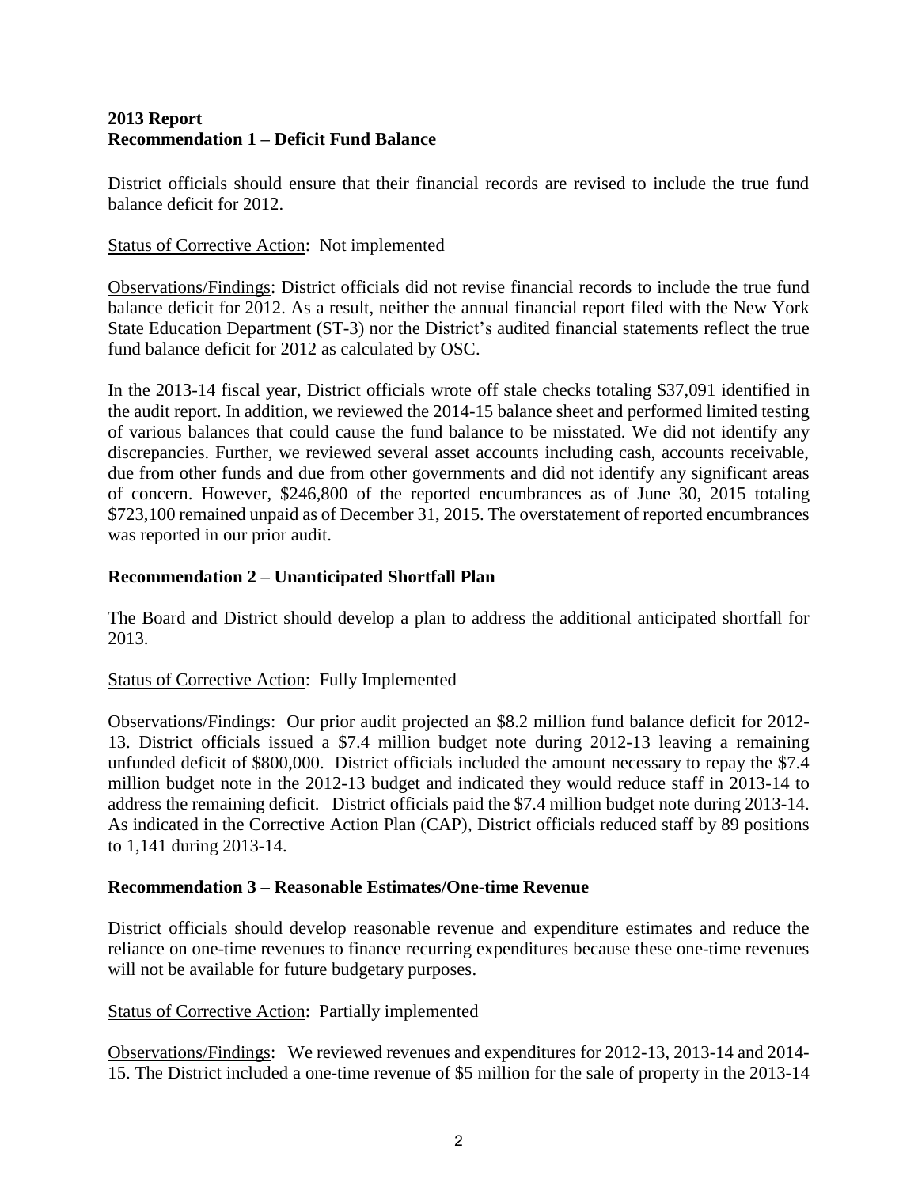**2013 Report**
**Recommendation 1 – Deficit Fund Balance**

District officials should ensure that their financial records are revised to include the true fund balance deficit for 2012.

Status of Corrective Action: Not implemented

Observations/Findings: District officials did not revise financial records to include the true fund balance deficit for 2012. As a result, neither the annual financial report filed with the New York State Education Department (ST-3) nor the District's audited financial statements reflect the true fund balance deficit for 2012 as calculated by OSC.

In the 2013-14 fiscal year, District officials wrote off stale checks totaling $37,091 identified in the audit report. In addition, we reviewed the 2014-15 balance sheet and performed limited testing of various balances that could cause the fund balance to be misstated. We did not identify any discrepancies. Further, we reviewed several asset accounts including cash, accounts receivable, due from other funds and due from other governments and did not identify any significant areas of concern. However, $246,800 of the reported encumbrances as of June 30, 2015 totaling $723,100 remained unpaid as of December 31, 2015. The overstatement of reported encumbrances was reported in our prior audit.

**Recommendation 2 – Unanticipated Shortfall Plan**

The Board and District should develop a plan to address the additional anticipated shortfall for 2013.

Status of Corrective Action: Fully Implemented

Observations/Findings: Our prior audit projected an $8.2 million fund balance deficit for 2012-13. District officials issued a $7.4 million budget note during 2012-13 leaving a remaining unfunded deficit of $800,000. District officials included the amount necessary to repay the $7.4 million budget note in the 2012-13 budget and indicated they would reduce staff in 2013-14 to address the remaining deficit. District officials paid the $7.4 million budget note during 2013-14. As indicated in the Corrective Action Plan (CAP), District officials reduced staff by 89 positions to 1,141 during 2013-14.

**Recommendation 3 – Reasonable Estimates/One-time Revenue**

District officials should develop reasonable revenue and expenditure estimates and reduce the reliance on one-time revenues to finance recurring expenditures because these one-time revenues will not be available for future budgetary purposes.

Status of Corrective Action: Partially implemented

Observations/Findings: We reviewed revenues and expenditures for 2012-13, 2013-14 and 2014-15. The District included a one-time revenue of $5 million for the sale of property in the 2013-14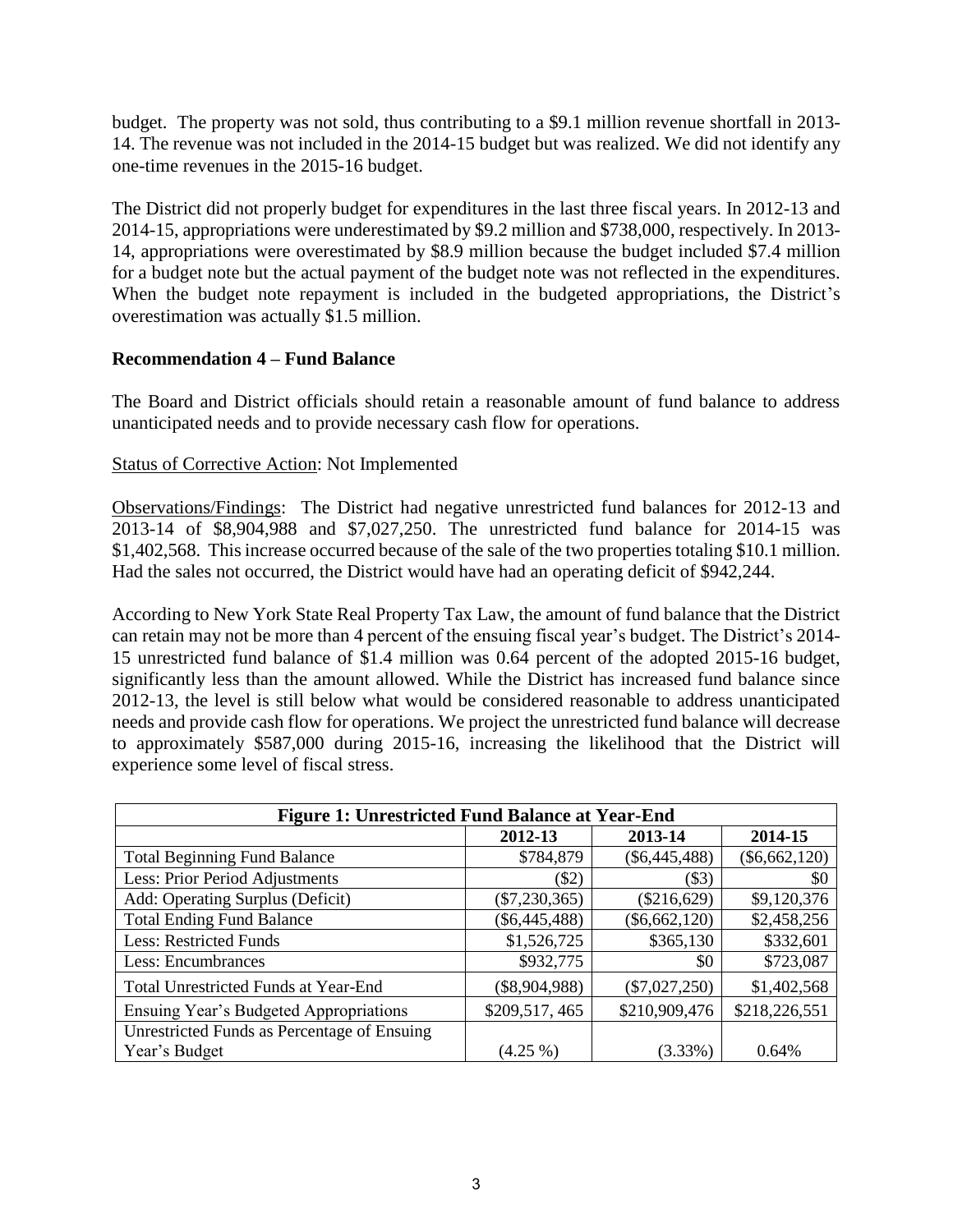budget. The property was not sold, thus contributing to a $9.1 million revenue shortfall in 2013-14. The revenue was not included in the 2014-15 budget but was realized. We did not identify any one-time revenues in the 2015-16 budget.

The District did not properly budget for expenditures in the last three fiscal years. In 2012-13 and 2014-15, appropriations were underestimated by $9.2 million and $738,000, respectively. In 2013-14, appropriations were overestimated by $8.9 million because the budget included $7.4 million for a budget note but the actual payment of the budget note was not reflected in the expenditures. When the budget note repayment is included in the budgeted appropriations, the District's overestimation was actually $1.5 million.

**Recommendation 4 – Fund Balance**

The Board and District officials should retain a reasonable amount of fund balance to address unanticipated needs and to provide necessary cash flow for operations.

Status of Corrective Action: Not Implemented

Observations/Findings: The District had negative unrestricted fund balances for 2012-13 and 2013-14 of $8,904,988 and $7,027,250. The unrestricted fund balance for 2014-15 was $1,402,568. This increase occurred because of the sale of the two properties totaling $10.1 million. Had the sales not occurred, the District would have had an operating deficit of $942,244.

According to New York State Real Property Tax Law, the amount of fund balance that the District can retain may not be more than 4 percent of the ensuing fiscal year's budget. The District's 2014-15 unrestricted fund balance of $1.4 million was 0.64 percent of the adopted 2015-16 budget, significantly less than the amount allowed. While the District has increased fund balance since 2012-13, the level is still below what would be considered reasonable to address unanticipated needs and provide cash flow for operations. We project the unrestricted fund balance will decrease to approximately $587,000 during 2015-16, increasing the likelihood that the District will experience some level of fiscal stress.

| Figure 1: Unrestricted Fund Balance at Year-End | | | |
|---|---|---|---|
| | 2012-13 | 2013-14 | 2014-15 |
| Total Beginning Fund Balance | $784,879 | ($6,445,488) | ($6,662,120) |
| Less: Prior Period Adjustments | ($2) | ($3) | $0 |
| Add: Operating Surplus (Deficit) | ($7,230,365) | ($216,629) | $9,120,376 |
| Total Ending Fund Balance | ($6,445,488) | ($6,662,120) | $2,458,256 |
| Less: Restricted Funds | $1,526,725 | $365,130 | $332,601 |
| Less: Encumbrances | $932,775 | $0 | $723,087 |
| Total Unrestricted Funds at Year-End | ($8,904,988) | ($7,027,250) | $1,402,568 |
| Ensuing Year's Budgeted Appropriations | $209,517, 465 | $210,909,476 | $218,226,551 |
| Unrestricted Funds as Percentage of Ensuing Year's Budget | (4.25 %) | (3.33%) | 0.64% |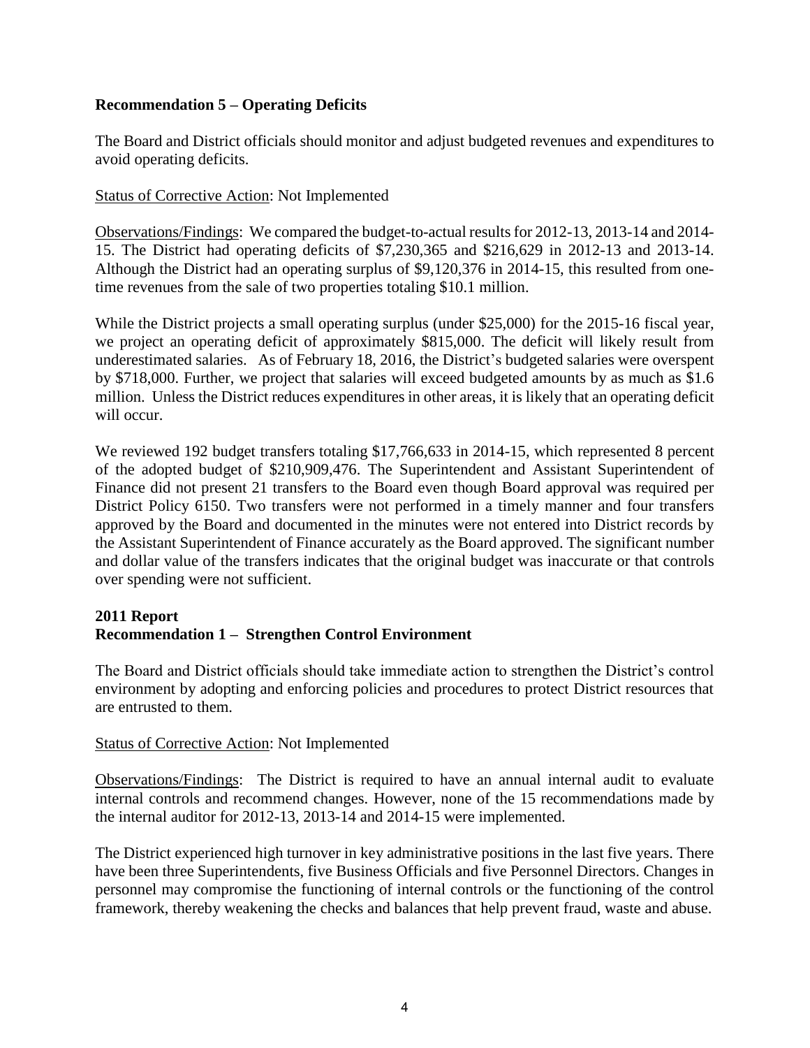### Recommendation 5 – Operating Deficits

The Board and District officials should monitor and adjust budgeted revenues and expenditures to avoid operating deficits.

<u>Status of Corrective Action</u>: Not Implemented

<u>Observations/Findings</u>: We compared the budget-to-actual results for 2012-13, 2013-14 and 2014-15. The District had operating deficits of $7,230,365 and $216,629 in 2012-13 and 2013-14. Although the District had an operating surplus of $9,120,376 in 2014-15, this resulted from one-time revenues from the sale of two properties totaling $10.1 million.

While the District projects a small operating surplus (under $25,000) for the 2015-16 fiscal year, we project an operating deficit of approximately $815,000. The deficit will likely result from underestimated salaries. As of February 18, 2016, the District's budgeted salaries were overspent by $718,000. Further, we project that salaries will exceed budgeted amounts by as much as $1.6 million. Unless the District reduces expenditures in other areas, it is likely that an operating deficit will occur.

We reviewed 192 budget transfers totaling $17,766,633 in 2014-15, which represented 8 percent of the adopted budget of $210,909,476. The Superintendent and Assistant Superintendent of Finance did not present 21 transfers to the Board even though Board approval was required per District Policy 6150. Two transfers were not performed in a timely manner and four transfers approved by the Board and documented in the minutes were not entered into District records by the Assistant Superintendent of Finance accurately as the Board approved. The significant number and dollar value of the transfers indicates that the original budget was inaccurate or that controls over spending were not sufficient.

### 2011 Report
### Recommendation 1 – Strengthen Control Environment

The Board and District officials should take immediate action to strengthen the District's control environment by adopting and enforcing policies and procedures to protect District resources that are entrusted to them.

<u>Status of Corrective Action</u>: Not Implemented

<u>Observations/Findings</u>: The District is required to have an annual internal audit to evaluate internal controls and recommend changes. However, none of the 15 recommendations made by the internal auditor for 2012-13, 2013-14 and 2014-15 were implemented.

The District experienced high turnover in key administrative positions in the last five years. There have been three Superintendents, five Business Officials and five Personnel Directors. Changes in personnel may compromise the functioning of internal controls or the functioning of the control framework, thereby weakening the checks and balances that help prevent fraud, waste and abuse.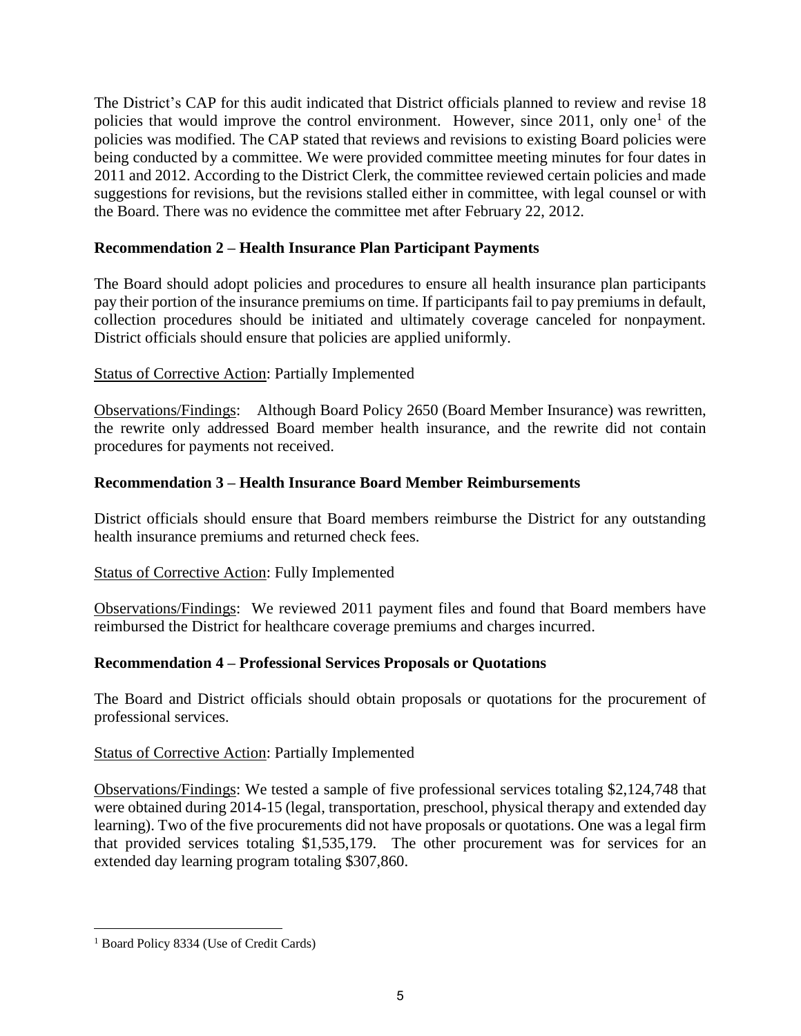The District's CAP for this audit indicated that District officials planned to review and revise 18 policies that would improve the control environment. However, since 2011, only one[1] of the policies was modified. The CAP stated that reviews and revisions to existing Board policies were being conducted by a committee. We were provided committee meeting minutes for four dates in 2011 and 2012. According to the District Clerk, the committee reviewed certain policies and made suggestions for revisions, but the revisions stalled either in committee, with legal counsel or with the Board. There was no evidence the committee met after February 22, 2012.

**Recommendation 2 – Health Insurance Plan Participant Payments**

The Board should adopt policies and procedures to ensure all health insurance plan participants pay their portion of the insurance premiums on time. If participants fail to pay premiums in default, collection procedures should be initiated and ultimately coverage canceled for nonpayment. District officials should ensure that policies are applied uniformly.

Status of Corrective Action: Partially Implemented

Observations/Findings: Although Board Policy 2650 (Board Member Insurance) was rewritten, the rewrite only addressed Board member health insurance, and the rewrite did not contain procedures for payments not received.

**Recommendation 3 – Health Insurance Board Member Reimbursements**

District officials should ensure that Board members reimburse the District for any outstanding health insurance premiums and returned check fees.

Status of Corrective Action: Fully Implemented

Observations/Findings: We reviewed 2011 payment files and found that Board members have reimbursed the District for healthcare coverage premiums and charges incurred.

**Recommendation 4 – Professional Services Proposals or Quotations**

The Board and District officials should obtain proposals or quotations for the procurement of professional services.

Status of Corrective Action: Partially Implemented

Observations/Findings: We tested a sample of five professional services totaling $2,124,748 that were obtained during 2014-15 (legal, transportation, preschool, physical therapy and extended day learning). Two of the five procurements did not have proposals or quotations. One was a legal firm that provided services totaling $1,535,179. The other procurement was for services for an extended day learning program totaling $307,860.

---

[1] Board Policy 8334 (Use of Credit Cards)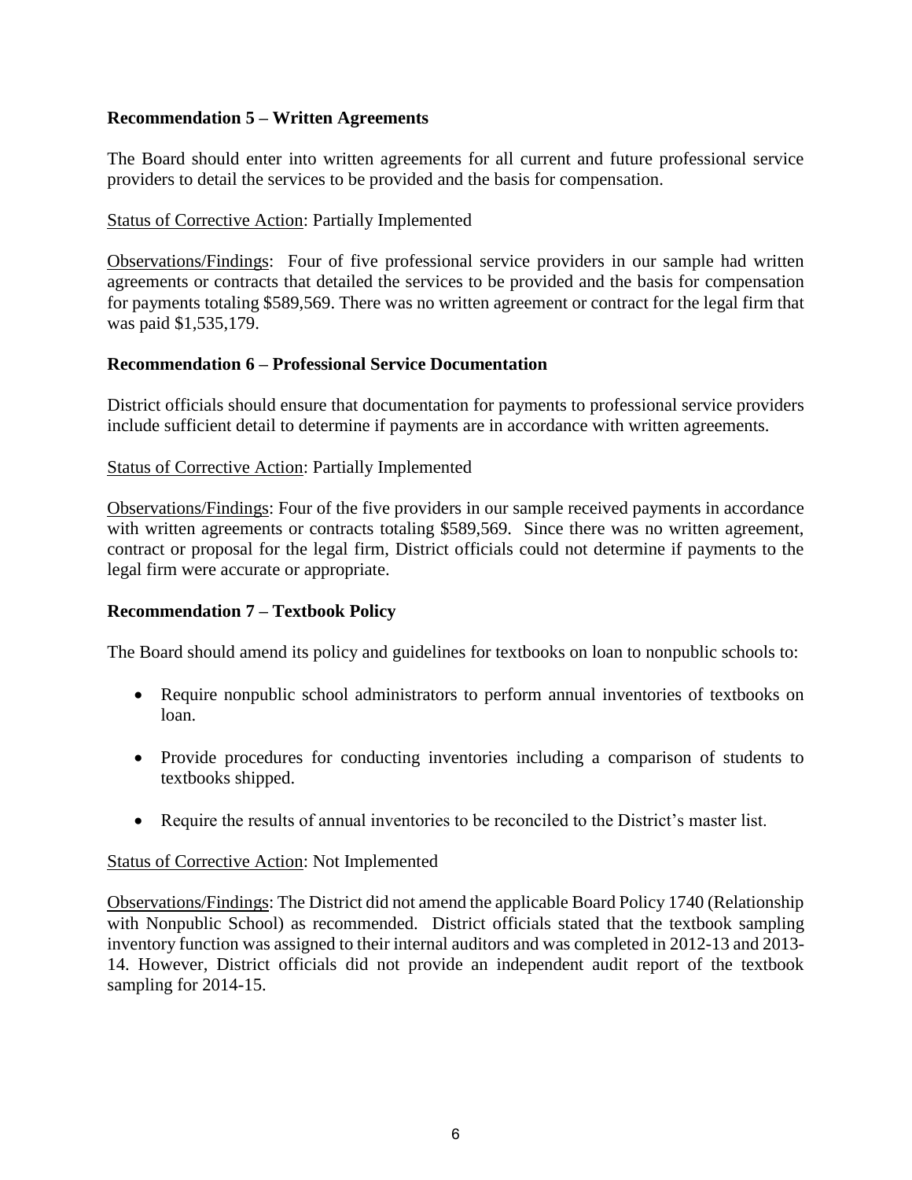**Recommendation 5 – Written Agreements**

The Board should enter into written agreements for all current and future professional service providers to detail the services to be provided and the basis for compensation.

Status of Corrective Action: Partially Implemented

Observations/Findings: Four of five professional service providers in our sample had written agreements or contracts that detailed the services to be provided and the basis for compensation for payments totaling $589,569. There was no written agreement or contract for the legal firm that was paid $1,535,179.

**Recommendation 6 – Professional Service Documentation**

District officials should ensure that documentation for payments to professional service providers include sufficient detail to determine if payments are in accordance with written agreements.

Status of Corrective Action: Partially Implemented

Observations/Findings: Four of the five providers in our sample received payments in accordance with written agreements or contracts totaling $589,569. Since there was no written agreement, contract or proposal for the legal firm, District officials could not determine if payments to the legal firm were accurate or appropriate.

**Recommendation 7 – Textbook Policy**

The Board should amend its policy and guidelines for textbooks on loan to nonpublic schools to:

- Require nonpublic school administrators to perform annual inventories of textbooks on loan.
- Provide procedures for conducting inventories including a comparison of students to textbooks shipped.
- Require the results of annual inventories to be reconciled to the District's master list.

Status of Corrective Action: Not Implemented

Observations/Findings: The District did not amend the applicable Board Policy 1740 (Relationship with Nonpublic School) as recommended. District officials stated that the textbook sampling inventory function was assigned to their internal auditors and was completed in 2012-13 and 2013-14. However, District officials did not provide an independent audit report of the textbook sampling for 2014-15.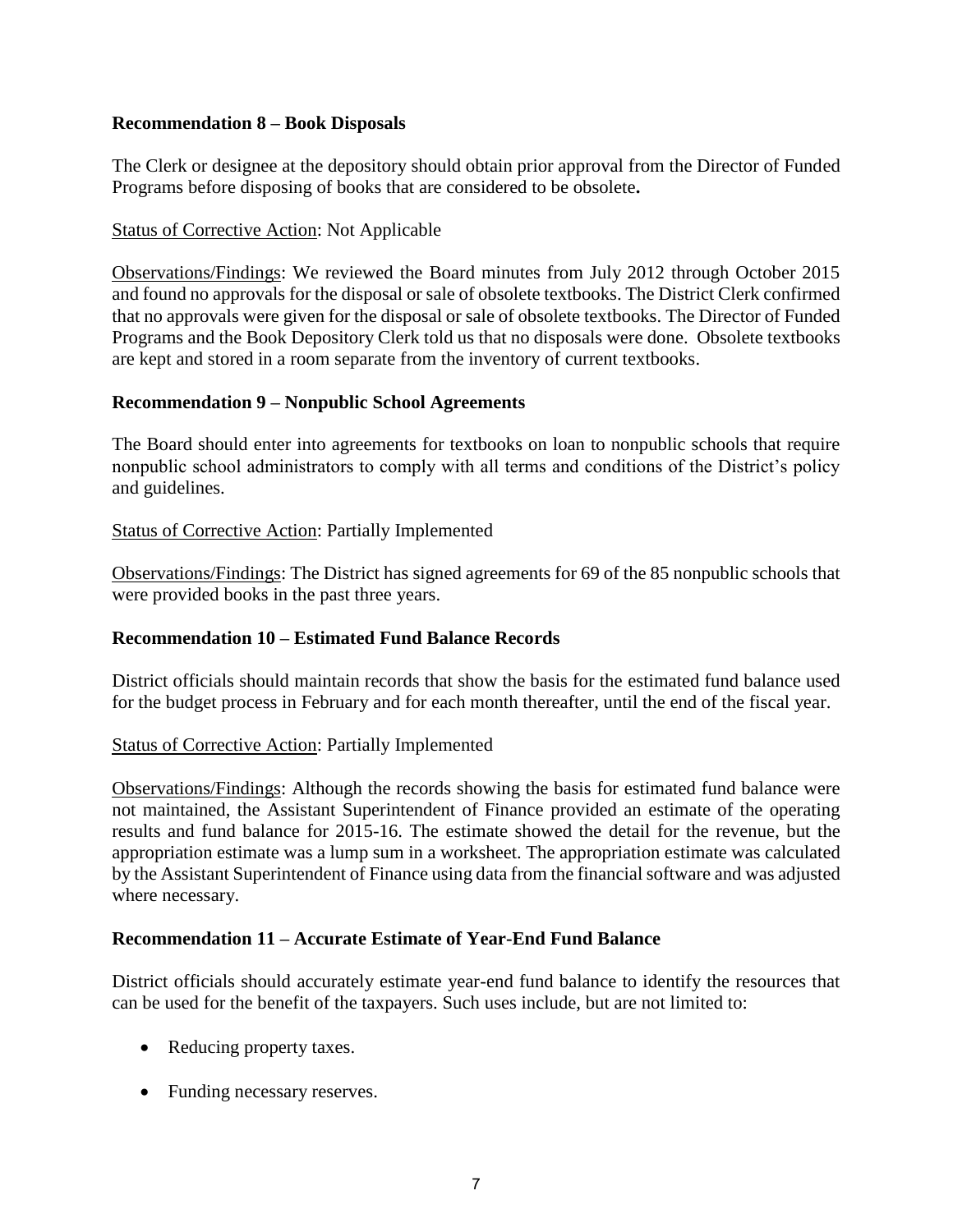**Recommendation 8 – Book Disposals**

The Clerk or designee at the depository should obtain prior approval from the Director of Funded Programs before disposing of books that are considered to be obsolete**.**

Status of Corrective Action: Not Applicable

Observations/Findings: We reviewed the Board minutes from July 2012 through October 2015 and found no approvals for the disposal or sale of obsolete textbooks. The District Clerk confirmed that no approvals were given for the disposal or sale of obsolete textbooks. The Director of Funded Programs and the Book Depository Clerk told us that no disposals were done. Obsolete textbooks are kept and stored in a room separate from the inventory of current textbooks.

**Recommendation 9 – Nonpublic School Agreements**

The Board should enter into agreements for textbooks on loan to nonpublic schools that require nonpublic school administrators to comply with all terms and conditions of the District's policy and guidelines.

Status of Corrective Action: Partially Implemented

Observations/Findings: The District has signed agreements for 69 of the 85 nonpublic schools that were provided books in the past three years.

**Recommendation 10 – Estimated Fund Balance Records**

District officials should maintain records that show the basis for the estimated fund balance used for the budget process in February and for each month thereafter, until the end of the fiscal year.

Status of Corrective Action: Partially Implemented

Observations/Findings: Although the records showing the basis for estimated fund balance were not maintained, the Assistant Superintendent of Finance provided an estimate of the operating results and fund balance for 2015-16. The estimate showed the detail for the revenue, but the appropriation estimate was a lump sum in a worksheet. The appropriation estimate was calculated by the Assistant Superintendent of Finance using data from the financial software and was adjusted where necessary.

**Recommendation 11 – Accurate Estimate of Year-End Fund Balance**

District officials should accurately estimate year-end fund balance to identify the resources that can be used for the benefit of the taxpayers. Such uses include, but are not limited to:

- Reducing property taxes.
- Funding necessary reserves.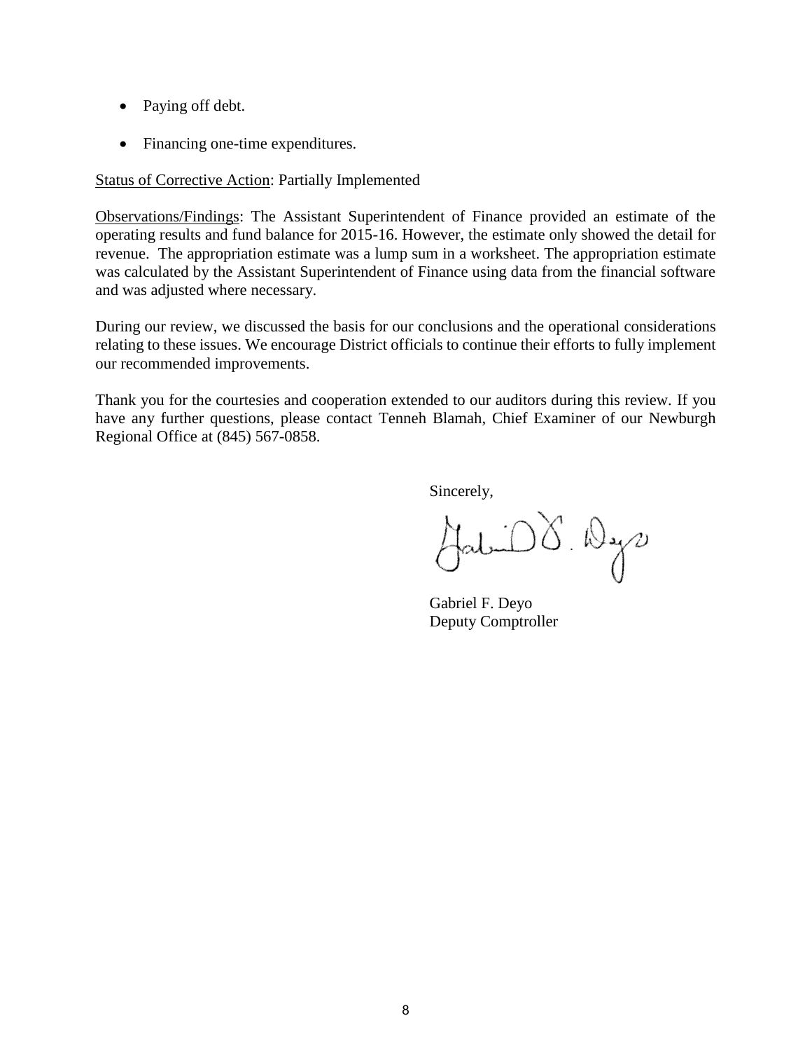- Paying off debt.
- Financing one-time expenditures.

Status of Corrective Action: Partially Implemented

Observations/Findings: The Assistant Superintendent of Finance provided an estimate of the operating results and fund balance for 2015-16. However, the estimate only showed the detail for revenue. The appropriation estimate was a lump sum in a worksheet. The appropriation estimate was calculated by the Assistant Superintendent of Finance using data from the financial software and was adjusted where necessary.

During our review, we discussed the basis for our conclusions and the operational considerations relating to these issues. We encourage District officials to continue their efforts to fully implement our recommended improvements.

Thank you for the courtesies and cooperation extended to our auditors during this review. If you have any further questions, please contact Tenneh Blamah, Chief Examiner of our Newburgh Regional Office at (845) 567-0858.

Sincerely,

Gabriel F. Deyo
Deputy Comptroller